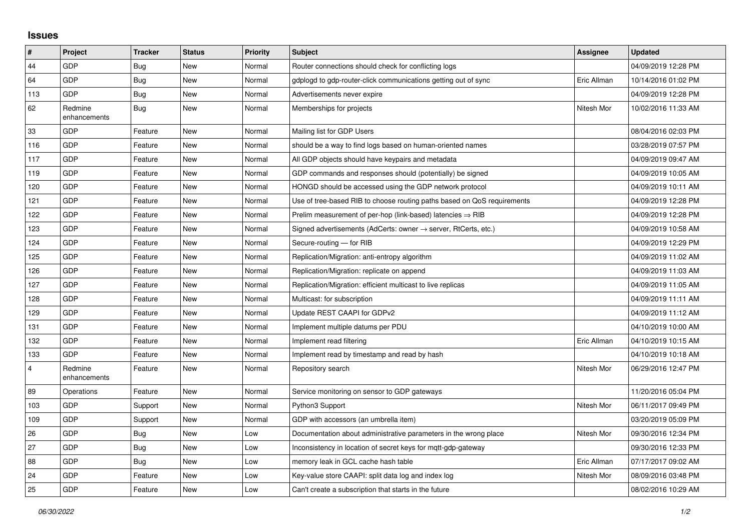## Issues

| # | Project | Tracker | Status | Priority | Subject | Assignee | Updated |
|---|---|---|---|---|---|---|---|
| 44 | GDP | Bug | New | Normal | Router connections should check for conflicting logs | | 04/09/2019 12:28 PM |
| 64 | GDP | Bug | New | Normal | gdplogd to gdp-router-click communications getting out of sync | Eric Allman | 10/14/2016 01:02 PM |
| 113 | GDP | Bug | New | Normal | Advertisements never expire | | 04/09/2019 12:28 PM |
| 62 | Redmine enhancements | Bug | New | Normal | Memberships for projects | Nitesh Mor | 10/02/2016 11:33 AM |
| 33 | GDP | Feature | New | Normal | Mailing list for GDP Users | | 08/04/2016 02:03 PM |
| 116 | GDP | Feature | New | Normal | should be a way to find logs based on human-oriented names | | 03/28/2019 07:57 PM |
| 117 | GDP | Feature | New | Normal | All GDP objects should have keypairs and metadata | | 04/09/2019 09:47 AM |
| 119 | GDP | Feature | New | Normal | GDP commands and responses should (potentially) be signed | | 04/09/2019 10:05 AM |
| 120 | GDP | Feature | New | Normal | HONGD should be accessed using the GDP network protocol | | 04/09/2019 10:11 AM |
| 121 | GDP | Feature | New | Normal | Use of tree-based RIB to choose routing paths based on QoS requirements | | 04/09/2019 12:28 PM |
| 122 | GDP | Feature | New | Normal | Prelim measurement of per-hop (link-based) latencies ⇒ RIB | | 04/09/2019 12:28 PM |
| 123 | GDP | Feature | New | Normal | Signed advertisements (AdCerts: owner → server, RtCerts, etc.) | | 04/09/2019 10:58 AM |
| 124 | GDP | Feature | New | Normal | Secure-routing — for RIB | | 04/09/2019 12:29 PM |
| 125 | GDP | Feature | New | Normal | Replication/Migration: anti-entropy algorithm | | 04/09/2019 11:02 AM |
| 126 | GDP | Feature | New | Normal | Replication/Migration: replicate on append | | 04/09/2019 11:03 AM |
| 127 | GDP | Feature | New | Normal | Replication/Migration: efficient multicast to live replicas | | 04/09/2019 11:05 AM |
| 128 | GDP | Feature | New | Normal | Multicast: for subscription | | 04/09/2019 11:11 AM |
| 129 | GDP | Feature | New | Normal | Update REST CAAPI for GDPv2 | | 04/09/2019 11:12 AM |
| 131 | GDP | Feature | New | Normal | Implement multiple datums per PDU | | 04/10/2019 10:00 AM |
| 132 | GDP | Feature | New | Normal | Implement read filtering | Eric Allman | 04/10/2019 10:15 AM |
| 133 | GDP | Feature | New | Normal | Implement read by timestamp and read by hash | | 04/10/2019 10:18 AM |
| 4 | Redmine enhancements | Feature | New | Normal | Repository search | Nitesh Mor | 06/29/2016 12:47 PM |
| 89 | Operations | Feature | New | Normal | Service monitoring on sensor to GDP gateways | | 11/20/2016 05:04 PM |
| 103 | GDP | Support | New | Normal | Python3 Support | Nitesh Mor | 06/11/2017 09:49 PM |
| 109 | GDP | Support | New | Normal | GDP with accessors (an umbrella item) | | 03/20/2019 05:09 PM |
| 26 | GDP | Bug | New | Low | Documentation about administrative parameters in the wrong place | Nitesh Mor | 09/30/2016 12:34 PM |
| 27 | GDP | Bug | New | Low | Inconsistency in location of secret keys for mqtt-gdp-gateway | | 09/30/2016 12:33 PM |
| 88 | GDP | Bug | New | Low | memory leak in GCL cache hash table | Eric Allman | 07/17/2017 09:02 AM |
| 24 | GDP | Feature | New | Low | Key-value store CAAPI: split data log and index log | Nitesh Mor | 08/09/2016 03:48 PM |
| 25 | GDP | Feature | New | Low | Can't create a subscription that starts in the future | | 08/02/2016 10:29 AM |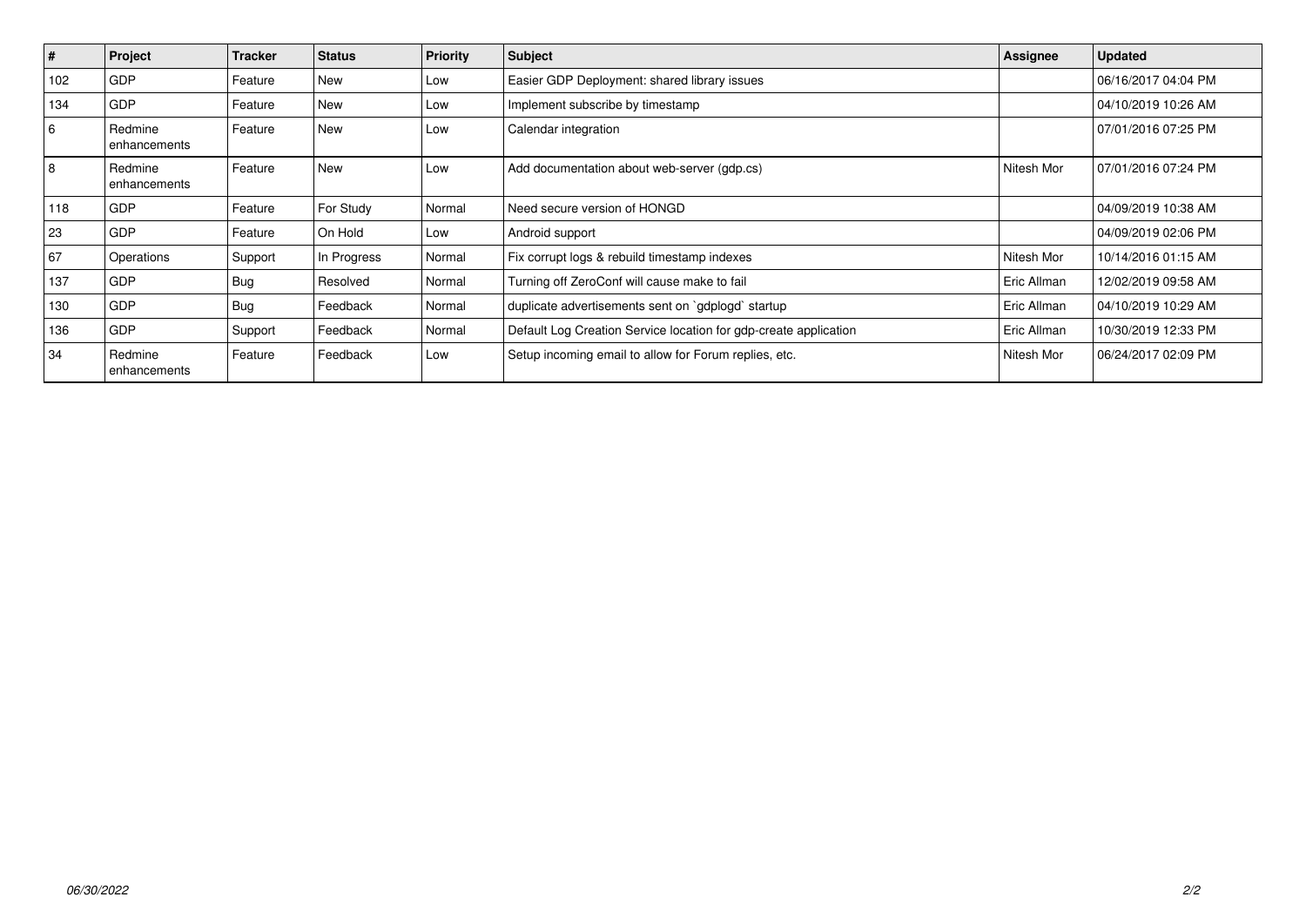| # | Project | Tracker | Status | Priority | Subject | Assignee | Updated |
| --- | --- | --- | --- | --- | --- | --- | --- |
| 102 | GDP | Feature | New | Low | Easier GDP Deployment: shared library issues | | 06/16/2017 04:04 PM |
| 134 | GDP | Feature | New | Low | Implement subscribe by timestamp | | 04/10/2019 10:26 AM |
| 6 | Redmine enhancements | Feature | New | Low | Calendar integration | | 07/01/2016 07:25 PM |
| 8 | Redmine enhancements | Feature | New | Low | Add documentation about web-server (gdp.cs) | Nitesh Mor | 07/01/2016 07:24 PM |
| 118 | GDP | Feature | For Study | Normal | Need secure version of HONGD | | 04/09/2019 10:38 AM |
| 23 | GDP | Feature | On Hold | Low | Android support | | 04/09/2019 02:06 PM |
| 67 | Operations | Support | In Progress | Normal | Fix corrupt logs & rebuild timestamp indexes | Nitesh Mor | 10/14/2016 01:15 AM |
| 137 | GDP | Bug | Resolved | Normal | Turning off ZeroConf will cause make to fail | Eric Allman | 12/02/2019 09:58 AM |
| 130 | GDP | Bug | Feedback | Normal | duplicate advertisements sent on `gdplogd` startup | Eric Allman | 04/10/2019 10:29 AM |
| 136 | GDP | Support | Feedback | Normal | Default Log Creation Service location for gdp-create application | Eric Allman | 10/30/2019 12:33 PM |
| 34 | Redmine enhancements | Feature | Feedback | Low | Setup incoming email to allow for Forum replies, etc. | Nitesh Mor | 06/24/2017 02:09 PM |